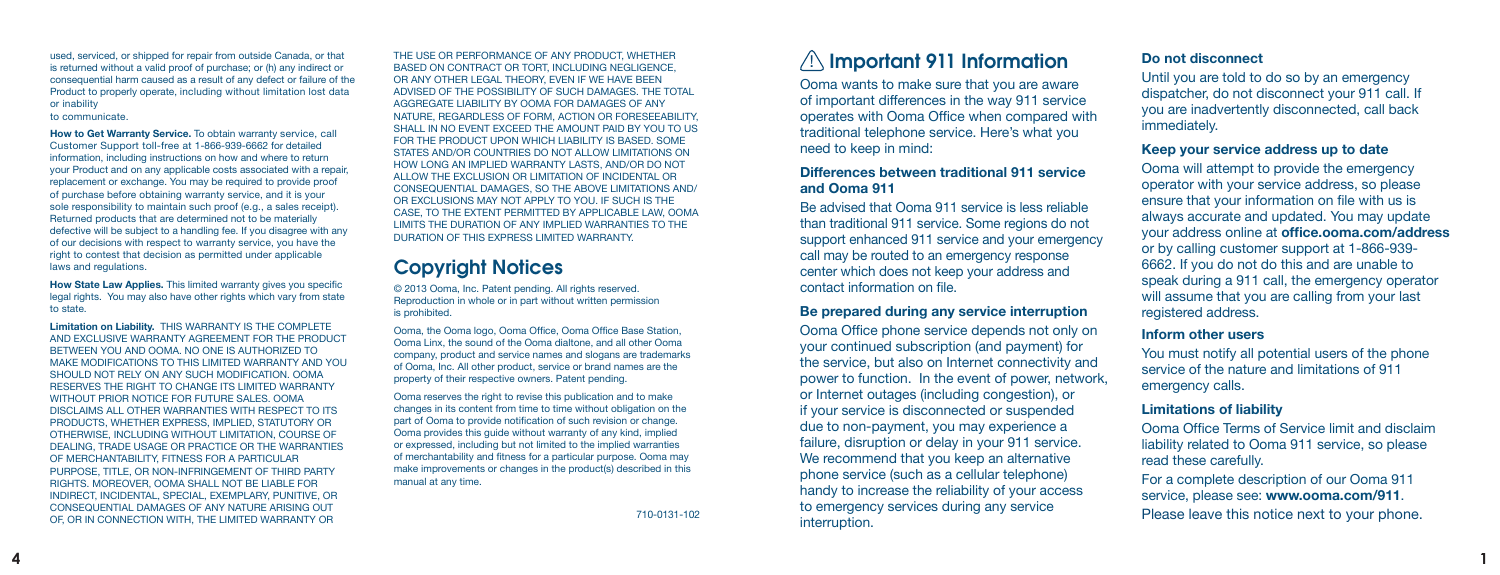used, serviced, or shipped for repair from outside Canada, or that is returned without a valid proof of purchase; or (h) any indirect or consequential harm caused as a result of any defect or failure of the Product to properly operate, including without limitation lost data or inability to communicate.

**How to Get Warranty Service.** To obtain warranty service, call Customer Support toll-free at 1-866-939-6662 for detailed information, including instructions on how and where to return your Product and on any applicable costs associated with a repair, replacement or exchange. You may be required to provide proof of purchase before obtaining warranty service, and it is your sole responsibility to maintain such proof (e.g., a sales receipt). Returned products that are determined not to be materially defective will be subject to a handling fee. If you disagree with any of our decisions with respect to warranty service, you have the right to contest that decision as permitted under applicable laws and regulations.

**How State Law Applies.** This limited warranty gives you specific legal rights. You may also have other rights which vary from state to state.

**Limitation on Liability.** THIS WARRANTY IS THE COMPLETE AND EXCLUSIVE WARRANTY AGREEMENT FOR THE PRODUCT BETWEEN YOU AND OOMA. NO ONE IS AUTHORIZED TO MAKE MODIFICATIONS TO THIS LIMITED WARRANTY AND YOU SHOULD NOT RELY ON ANY SUCH MODIFICATION. OOMA RESERVES THE RIGHT TO CHANGE ITS LIMITED WARRANTY WITHOUT PRIOR NOTICE FOR FUTURE SALES. OOMA DISCLAIMS ALL OTHER WARRANTIES WITH RESPECT TO ITS PRODUCTS, WHETHER EXPRESS, IMPLIED, STATUTORY OR OTHERWISE, INCLUDING WITHOUT LIMITATION, COURSE OF DEALING, TRADE USAGE OR PRACTICE OR THE WARRANTIES OF MERCHANTABILITY, FITNESS FOR A PARTICULAR PURPOSE, TITLE, OR NON-INFRINGEMENT OF THIRD PARTY RIGHTS. MOREOVER, OOMA SHALL NOT BE LIABLE FOR INDIRECT, INCIDENTAL, SPECIAL, EXEMPLARY, PUNITIVE, OR CONSEQUENTIAL DAMAGES OF ANY NATURE ARISING OUT OF, OR IN CONNECTION WITH, THE LIMITED WARRANTY OR THE USE OR PERFORMANCE OF ANY PRODUCT, WHETHER BASED ON CONTRACT OR TORT, INCLUDING NEGLIGENCE, OR ANY OTHER LEGAL THEORY, EVEN IF WE HAVE BEEN ADVISED OF THE POSSIBILITY OF SUCH DAMAGES. THE TOTAL AGGREGATE LIABILITY BY OOMA FOR DAMAGES OF ANY NATURE, REGARDLESS OF FORM, ACTION OR FORESEEABILITY, SHALL IN NO EVENT EXCEED THE AMOUNT PAID BY YOU TO US FOR THE PRODUCT UPON WHICH LIABILITY IS BASED. SOME STATES AND/OR COUNTRIES DO NOT ALLOW LIMITATIONS ON HOW LONG AN IMPLIED WARRANTY LASTS, AND/OR DO NOT ALLOW THE EXCLUSION OR LIMITATION OF INCIDENTAL OR CONSEQUENTIAL DAMAGES, SO THE ABOVE LIMITATIONS AND/OR EXCLUSIONS MAY NOT APPLY TO YOU. IF SUCH IS THE CASE, TO THE EXTENT PERMITTED BY APPLICABLE LAW, OOMA LIMITS THE DURATION OF ANY IMPLIED WARRANTIES TO THE DURATION OF THIS EXPRESS LIMITED WARRANTY.

## Copyright Notices

© 2013 Ooma, Inc. Patent pending. All rights reserved. Reproduction in whole or in part without written permission is prohibited.

Ooma, the Ooma logo, Ooma Office, Ooma Office Base Station, Ooma Linx, the sound of the Ooma dialtone, and all other Ooma company, product and service names and slogans are trademarks of Ooma, Inc. All other product, service or brand names are the property of their respective owners. Patent pending.

Ooma reserves the right to revise this publication and to make changes in its content from time to time without obligation on the part of Ooma to provide notification of such revision or change. Ooma provides this guide without warranty of any kind, implied or expressed, including but not limited to the implied warranties of merchantability and fitness for a particular purpose. Ooma may make improvements or changes in the product(s) described in this manual at any time.

710-0131-102

## ⚠ Important 911 Information

Ooma wants to make sure that you are aware of important differences in the way 911 service operates with Ooma Office when compared with traditional telephone service. Here's what you need to keep in mind:

### Differences between traditional 911 service and Ooma 911

Be advised that Ooma 911 service is less reliable than traditional 911 service. Some regions do not support enhanced 911 service and your emergency call may be routed to an emergency response center which does not keep your address and contact information on file.

### Be prepared during any service interruption

Ooma Office phone service depends not only on your continued subscription (and payment) for the service, but also on Internet connectivity and power to function. In the event of power, network, or Internet outages (including congestion), or if your service is disconnected or suspended due to non-payment, you may experience a failure, disruption or delay in your 911 service. We recommend that you keep an alternative phone service (such as a cellular telephone) handy to increase the reliability of your access to emergency services during any service interruption.

### Do not disconnect

Until you are told to do so by an emergency dispatcher, do not disconnect your 911 call. If you are inadvertently disconnected, call back immediately.

### Keep your service address up to date

Ooma will attempt to provide the emergency operator with your service address, so please ensure that your information on file with us is always accurate and updated. You may update your address online at **office.ooma.com/address** or by calling customer support at 1-866-939-6662. If you do not do this and are unable to speak during a 911 call, the emergency operator will assume that you are calling from your last registered address.

### Inform other users

You must notify all potential users of the phone service of the nature and limitations of 911 emergency calls.

### Limitations of liability

Ooma Office Terms of Service limit and disclaim liability related to Ooma 911 service, so please read these carefully.

For a complete description of our Ooma 911 service, please see: **www.ooma.com/911**.

Please leave this notice next to your phone.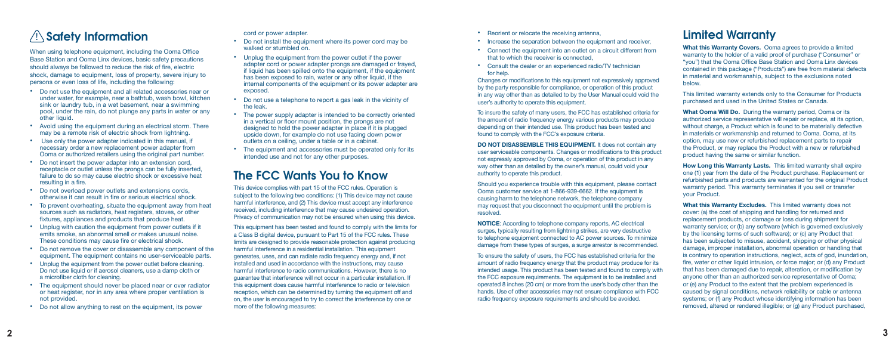## ⚠ Safety Information

When using telephone equipment, including the Ooma Office Base Station and Ooma Linx devices, basic safety precautions should always be followed to reduce the risk of fire, electric shock, damage to equipment, loss of property, severe injury to persons or even loss of life, including the following:

- Do not use the equipment and all related accessories near or under water, for example, near a bathtub, wash bowl, kitchen sink or laundry tub, in a wet basement, near a swimming pool, under the rain, do not plunge any parts in water or any other liquid.
- Avoid using the equipment during an electrical storm. There may be a remote risk of electric shock from lightning.
- Use only the power adapter indicated in this manual, if necessary order a new replacement power adapter from Ooma or authorized retailers using the original part number.
- Do not insert the power adapter into an extension cord, receptacle or outlet unless the prongs can be fully inserted, failure to do so may cause electric shock or excessive heat resulting in a fire.
- Do not overload power outlets and extensions cords, otherwise it can result in fire or serious electrical shock.
- To prevent overheating, situate the equipment away from heat sources such as radiators, heat registers, stoves, or other fixtures, appliances and products that produce heat.
- Unplug with caution the equipment from power outlets if it emits smoke, an abnormal smell or makes unusual noise. These conditions may cause fire or electrical shock.
- Do not remove the cover or disassemble any component of the equipment. The equipment contains no user-serviceable parts.
- Unplug the equipment from the power outlet before cleaning. Do not use liquid or if aerosol cleaners, use a damp cloth or a microfiber cloth for cleaning.
- The equipment should never be placed near or over radiator or heat register, nor in any area where proper ventilation is not provided.
- Do not allow anything to rest on the equipment, its power cord or power adapter.
- Do not install the equipment where its power cord may be walked or stumbled on.
- Unplug the equipment from the power outlet if the power adapter cord or power adapter prongs are damaged or frayed, if liquid has been spilled onto the equipment, if the equipment has been exposed to rain, water or any other liquid, if the internal components of the equipment or its power adapter are exposed.
- Do not use a telephone to report a gas leak in the vicinity of the leak.
- The power supply adapter is intended to be correctly oriented in a vertical or floor mount position, the prongs are not designed to hold the power adapter in place if it is plugged upside down, for example do not use facing down power outlets on a ceiling, under a table or in a cabinet.
- The equipment and accessories must be operated only for its intended use and not for any other purposes.

## The FCC Wants You to Know

This device complies with part 15 of the FCC rules. Operation is subject to the following two conditions: (1) This device may not cause harmful interference, and (2) This device must accept any interference received, including interference that may cause undesired operation. Privacy of communication may not be ensured when using this device.

This equipment has been tested and found to comply with the limits for a Class B digital device, pursuant to Part 15 of the FCC rules. These limits are designed to provide reasonable protection against producing harmful interference in a residential installation. This equipment generates, uses, and can radiate radio frequency energy and, if not installed and used in accordance with the instructions, may cause harmful interference to radio communications. However, there is no guarantee that interference will not occur in a particular installation. If this equipment does cause harmful interference to radio or television reception, which can be determined by turning the equipment off and on, the user is encouraged to try to correct the interference by one or more of the following measures:

- Reorient or relocate the receiving antenna,
- Increase the separation between the equipment and receiver,
- Connect the equipment into an outlet on a circuit different from that to which the receiver is connected,
- Consult the dealer or an experienced radio/TV technician for help.

Changes or modifications to this equipment not expressively approved by the party responsible for compliance, or operation of this product in any way other than as detailed by the User Manual could void the user's authority to operate this equipment.

To insure the safety of many users, the FCC has established criteria for the amount of radio frequency energy various products may produce depending on their intended use. This product has been tested and found to comply with the FCC's exposure criteria.

**DO NOT DISASSEMBLE THIS EQUIPMENT.** It does not contain any user serviceable components. Changes or modifications to this product not expressly approved by Ooma, or operation of this product in any way other than as detailed by the owner's manual, could void your authority to operate this product.

Should you experience trouble with this equipment, please contact Ooma customer service at 1-866-939-6662. If the equipment is causing harm to the telephone network, the telephone company may request that you disconnect the equipment until the problem is resolved.

**NOTICE**: According to telephone company reports, AC electrical surges, typically resulting from lightning strikes, are very destructive to telephone equipment connected to AC power sources. To minimize damage from these types of surges, a surge arrestor is recommended.

To ensure the safety of users, the FCC has established criteria for the amount of radio frequency energy that the product may produce for its intended usage. This product has been tested and found to comply with the FCC exposure requirements. The equipment is to be installed and operated 8 inches (20 cm) or more from the user's body other than the hands. Use of other accessories may not ensure compliance with FCC radio frequency exposure requirements and should be avoided.

## Limited Warranty

**What this Warranty Covers.** Ooma agrees to provide a limited warranty to the holder of a valid proof of purchase ("Consumer" or "you") that the Ooma Office Base Station and Ooma Linx devices contained in this package ("Products") are free from material defects in material and workmanship, subject to the exclusions noted below.

This limited warranty extends only to the Consumer for Products purchased and used in the United States or Canada.

**What Ooma Will Do.** During the warranty period, Ooma or its authorized service representative will repair or replace, at its option, without charge, a Product which is found to be materially defective in materials or workmanship and returned to Ooma. Ooma, at its option, may use new or refurbished replacement parts to repair the Product, or may replace the Product with a new or refurbished product having the same or similar function.

**How Long this Warranty Lasts.** This limited warranty shall expire one (1) year from the date of the Product purchase. Replacement or refurbished parts and products are warranted for the original Product warranty period. This warranty terminates if you sell or transfer your Product.

**What this Warranty Excludes.** This limited warranty does not cover: (a) the cost of shipping and handling for returned and replacement products, or damage or loss during shipment for warranty service; or (b) any software (which is governed exclusively by the licensing terms of such software); or (c) any Product that has been subjected to misuse, accident, shipping or other physical damage, improper installation, abnormal operation or handling that is contrary to operation instructions, neglect, acts of god, inundation, fire, water or other liquid intrusion, or force major; or (d) any Product that has been damaged due to repair, alteration, or modification by anyone other than an authorized service representative of Ooma; or (e) any Product to the extent that the problem experienced is caused by signal conditions, network reliability or cable or antenna systems; or (f) any Product whose identifying information has been removed, altered or rendered illegible; or (g) any Product purchased,